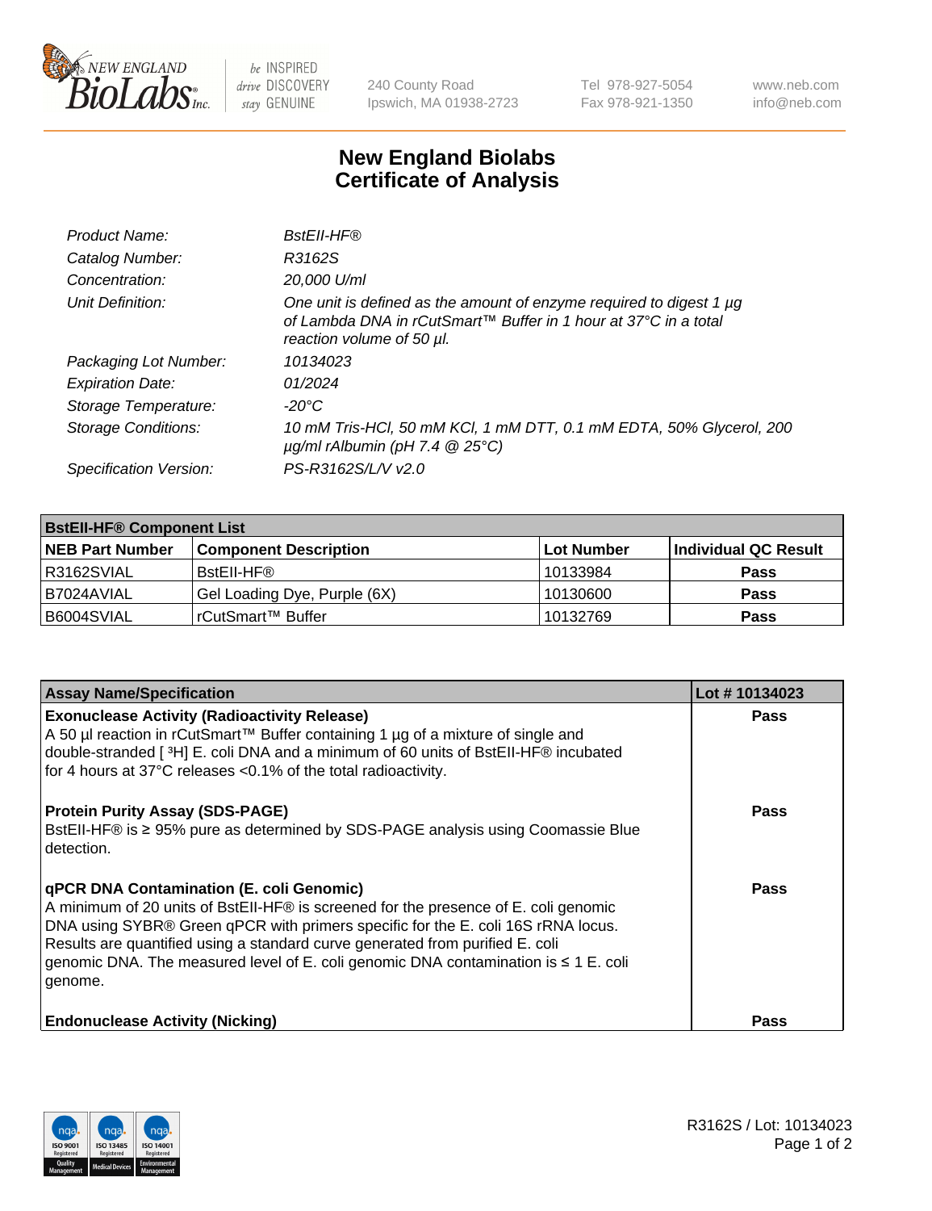240 County Road
Ipswich, MA 01938-2723

Tel 978-927-5054
Fax 978-921-1350

www.neb.com
info@neb.com

# New England Biolabs
# Certificate of Analysis

| | |
|---|---|
| *Product Name:* | *BstEII-HF®* |
| *Catalog Number:* | *R3162S* |
| *Concentration:* | *20,000 U/ml* |
| *Unit Definition:* | *One unit is defined as the amount of enzyme required to digest 1 µg of Lambda DNA in rCutSmart™ Buffer in 1 hour at 37°C in a total reaction volume of 50 µl.* |
| *Packaging Lot Number:* | *10134023* |
| *Expiration Date:* | *01/2024* |
| *Storage Temperature:* | *-20°C* |
| *Storage Conditions:* | *10 mM Tris-HCl, 50 mM KCl, 1 mM DTT, 0.1 mM EDTA, 50% Glycerol, 200 µg/ml rAlbumin (pH 7.4 @ 25°C)* |
| *Specification Version:* | *PS-R3162S/L/V v2.0* |

| **BstEII-HF® Component List** | | | |
|---|---|---|---|
| **NEB Part Number** | **Component Description** | **Lot Number** | **Individual QC Result** |
| R3162SVIAL | BstEII-HF® | 10133984 | Pass |
| B7024AVIAL | Gel Loading Dye, Purple (6X) | 10130600 | Pass |
| B6004SVIAL | rCutSmart™ Buffer | 10132769 | Pass |

| **Assay Name/Specification** | **Lot # 10134023** |
|---|---|
| **Exonuclease Activity (Radioactivity Release)**<br>A 50 µl reaction in rCutSmart™ Buffer containing 1 µg of a mixture of single and double-stranded [ $^3$H] E. coli DNA and a minimum of 60 units of BstEII-HF® incubated for 4 hours at 37°C releases <0.1% of the total radioactivity. | Pass |
| **Protein Purity Assay (SDS-PAGE)**<br>BstEII-HF® is ≥ 95% pure as determined by SDS-PAGE analysis using Coomassie Blue detection. | Pass |
| **qPCR DNA Contamination (E. coli Genomic)**<br>A minimum of 20 units of BstEII-HF® is screened for the presence of E. coli genomic DNA using SYBR® Green qPCR with primers specific for the E. coli 16S rRNA locus. Results are quantified using a standard curve generated from purified E. coli genomic DNA. The measured level of E. coli genomic DNA contamination is ≤ 1 E. coli genome. | Pass |
| **Endonuclease Activity (Nicking)** | Pass |

R3162S / Lot: 10134023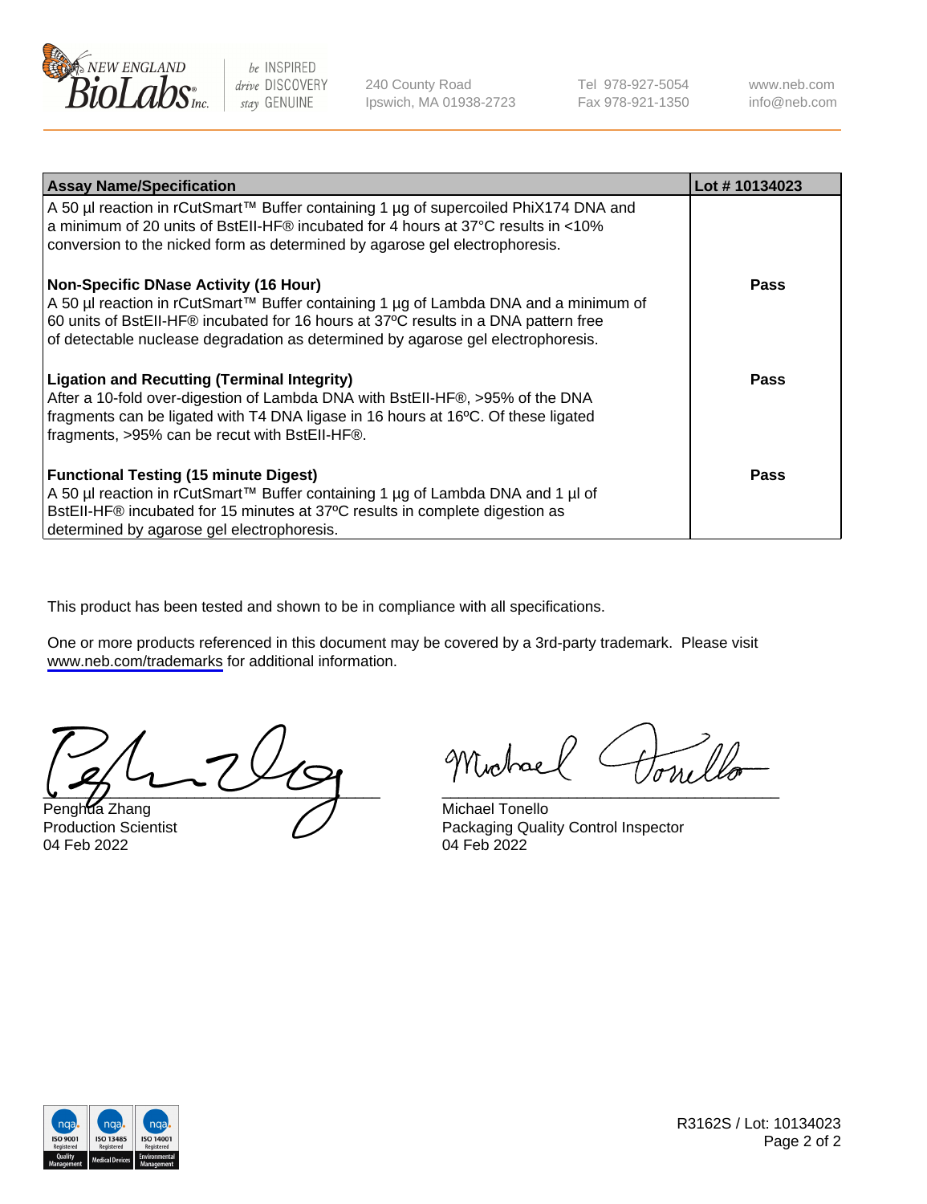| Assay Name/Specification | Lot # 10134023 |
| --- | --- |
| A 50 µl reaction in rCutSmart™ Buffer containing 1 µg of supercoiled PhiX174 DNA and a minimum of 20 units of BstEII-HF® incubated for 4 hours at 37°C results in <10% conversion to the nicked form as determined by agarose gel electrophoresis. | |
| **Non-Specific DNase Activity (16 Hour)**<br>A 50 µl reaction in rCutSmart™ Buffer containing 1 µg of Lambda DNA and a minimum of 60 units of BstEII-HF® incubated for 16 hours at 37ºC results in a DNA pattern free of detectable nuclease degradation as determined by agarose gel electrophoresis. | **Pass** |
| **Ligation and Recutting (Terminal Integrity)**<br>After a 10-fold over-digestion of Lambda DNA with BstEII-HF®, >95% of the DNA fragments can be ligated with T4 DNA ligase in 16 hours at 16ºC. Of these ligated fragments, >95% can be recut with BstEII-HF®. | **Pass** |
| **Functional Testing (15 minute Digest)**<br>A 50 µl reaction in rCutSmart™ Buffer containing 1 µg of Lambda DNA and 1 µl of BstEII-HF® incubated for 15 minutes at 37ºC results in complete digestion as determined by agarose gel electrophoresis. | **Pass** |

This product has been tested and shown to be in compliance with all specifications.

One or more products referenced in this document may be covered by a 3rd-party trademark. Please visit www.neb.com/trademarks for additional information.

Penghua Zhang
Production Scientist
04 Feb 2022

Michael Tonello
Packaging Quality Control Inspector
04 Feb 2022

R3162S / Lot: 10134023